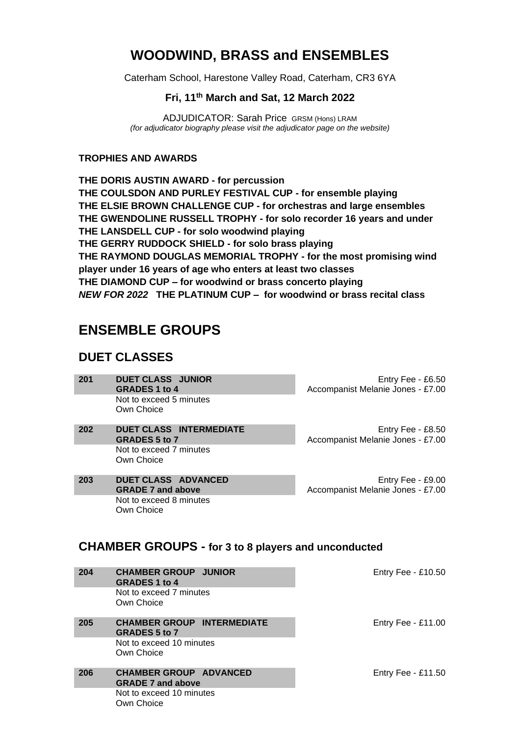# WOODWIND, BRASS and ENSEMBLES

Caterham School, Harestone Valley Road, Caterham, CR3 6YA

**Fri, 11th March and Sat, 12 March 2022**

ADJUDICATOR: Sarah Price GRSM (Hons) LRAM
*(for adjudicator biography please visit the adjudicator page on the website)*

**TROPHIES AND AWARDS**

**THE DORIS AUSTIN AWARD - for percussion**
**THE COULSDON AND PURLEY FESTIVAL CUP - for ensemble playing**
**THE ELSIE BROWN CHALLENGE CUP - for orchestras and large ensembles**
**THE GWENDOLINE RUSSELL TROPHY - for solo recorder 16 years and under**
**THE LANSDELL CUP - for solo woodwind playing**
**THE GERRY RUDDOCK SHIELD - for solo brass playing**
**THE RAYMOND DOUGLAS MEMORIAL TROPHY - for the most promising wind player under 16 years of age who enters at least two classes**
**THE DIAMOND CUP – for woodwind or brass concerto playing**
***NEW FOR 2022*** **THE PLATINUM CUP – for woodwind or brass recital class**

# ENSEMBLE GROUPS

## DUET CLASSES

**201** **DUET CLASS JUNIOR GRADES 1 to 4**
Not to exceed 5 minutes
Own Choice
Entry Fee - £6.50
Accompanist Melanie Jones - £7.00

**202** **DUET CLASS INTERMEDIATE GRADES 5 to 7**
Not to exceed 7 minutes
Own Choice
Entry Fee - £8.50
Accompanist Melanie Jones - £7.00

**203** **DUET CLASS ADVANCED GRADE 7 and above**
Not to exceed 8 minutes
Own Choice
Entry Fee - £9.00
Accompanist Melanie Jones - £7.00

## CHAMBER GROUPS - for 3 to 8 players and unconducted

**204** **CHAMBER GROUP JUNIOR GRADES 1 to 4**
Not to exceed 7 minutes
Own Choice
Entry Fee - £10.50

**205** **CHAMBER GROUP INTERMEDIATE GRADES 5 to 7**
Not to exceed 10 minutes
Own Choice
Entry Fee - £11.00

**206** **CHAMBER GROUP ADVANCED GRADE 7 and above**
Not to exceed 10 minutes
Own Choice
Entry Fee - £11.50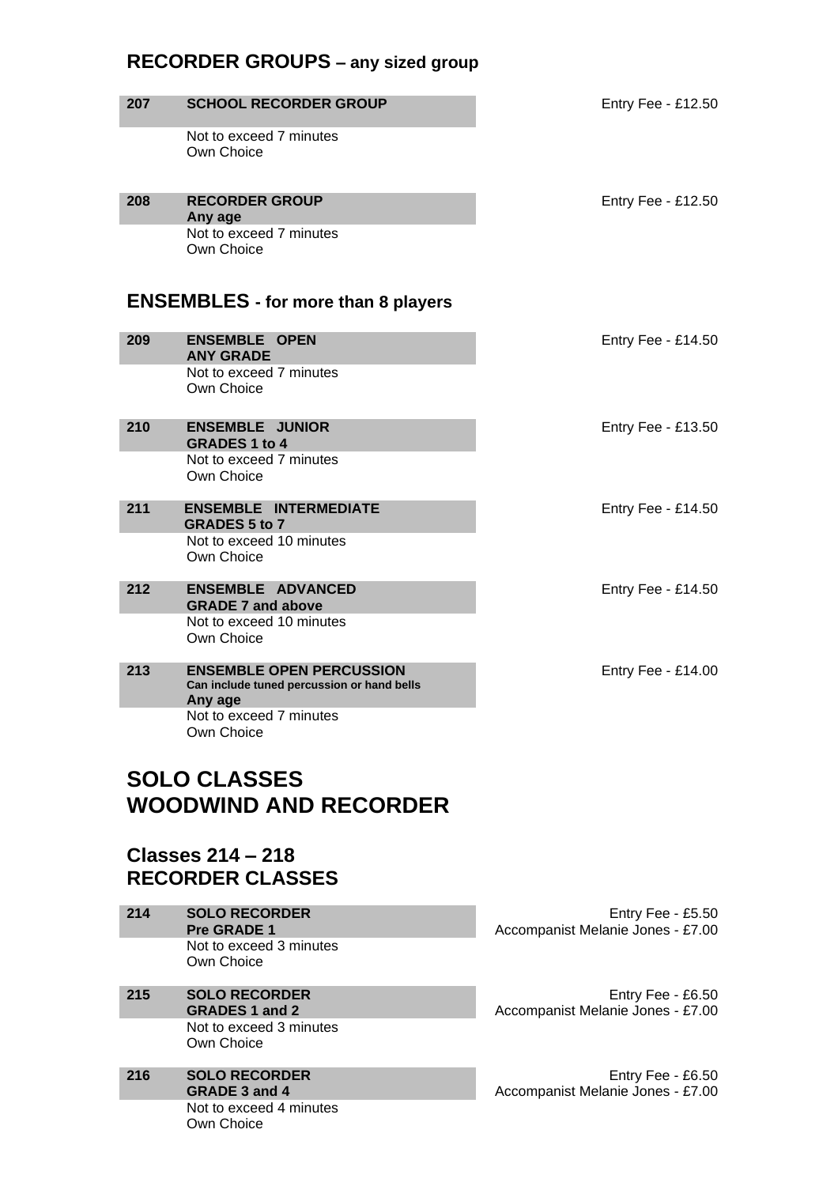## RECORDER GROUPS – any sized group

**207** **SCHOOL RECORDER GROUP** — Entry Fee - £12.50

Not to exceed 7 minutes
Own Choice

**208** **RECORDER GROUP**
**Any age** — Entry Fee - £12.50

Not to exceed 7 minutes
Own Choice

## ENSEMBLES - for more than 8 players

**209** **ENSEMBLE OPEN**
**ANY GRADE** — Entry Fee - £14.50

Not to exceed 7 minutes
Own Choice

**210** **ENSEMBLE JUNIOR**
**GRADES 1 to 4** — Entry Fee - £13.50

Not to exceed 7 minutes
Own Choice

**211** **ENSEMBLE INTERMEDIATE**
**GRADES 5 to 7** — Entry Fee - £14.50

Not to exceed 10 minutes
Own Choice

**212** **ENSEMBLE ADVANCED**
**GRADE 7 and above** — Entry Fee - £14.50

Not to exceed 10 minutes
Own Choice

**213** **ENSEMBLE OPEN PERCUSSION**
**Can include tuned percussion or hand bells**
**Any age** — Entry Fee - £14.00

Not to exceed 7 minutes
Own Choice

# SOLO CLASSES
# WOODWIND AND RECORDER

## Classes 214 – 218
## RECORDER CLASSES

**214** **SOLO RECORDER**
**Pre GRADE 1** — Entry Fee - £5.50
Accompanist Melanie Jones - £7.00

Not to exceed 3 minutes
Own Choice

**215** **SOLO RECORDER**
**GRADES 1 and 2** — Entry Fee - £6.50
Accompanist Melanie Jones - £7.00

Not to exceed 3 minutes
Own Choice

**216** **SOLO RECORDER**
**GRADE 3 and 4** — Entry Fee - £6.50
Accompanist Melanie Jones - £7.00

Not to exceed 4 minutes
Own Choice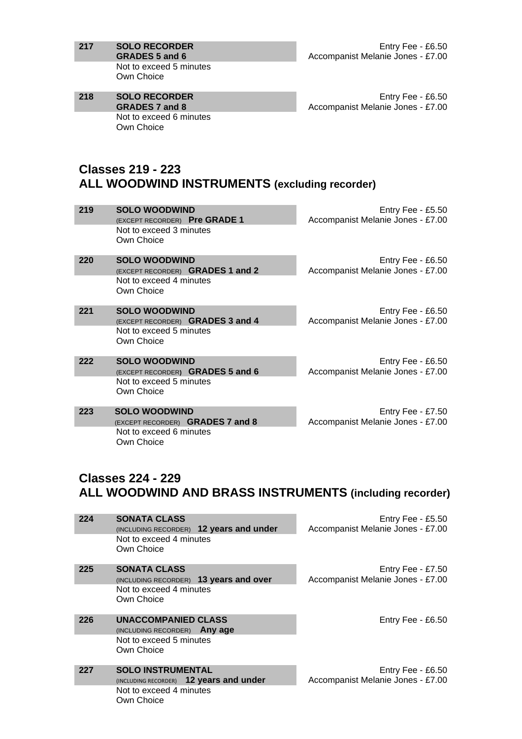**217** **SOLO RECORDER**
**GRADES 5 and 6**
Not to exceed 5 minutes
Own Choice

Entry Fee - £6.50
Accompanist Melanie Jones - £7.00

**218** **SOLO RECORDER**
**GRADES 7 and 8**
Not to exceed 6 minutes
Own Choice

Entry Fee - £6.50
Accompanist Melanie Jones - £7.00

## Classes 219 - 223
## ALL WOODWIND INSTRUMENTS (excluding recorder)

**219** **SOLO WOODWIND**
(EXCEPT RECORDER) **Pre GRADE 1**
Not to exceed 3 minutes
Own Choice

Entry Fee - £5.50
Accompanist Melanie Jones - £7.00

**220** **SOLO WOODWIND**
(EXCEPT RECORDER) **GRADES 1 and 2**
Not to exceed 4 minutes
Own Choice

Entry Fee - £6.50
Accompanist Melanie Jones - £7.00

**221** **SOLO WOODWIND**
(EXCEPT RECORDER) **GRADES 3 and 4**
Not to exceed 5 minutes
Own Choice

Entry Fee - £6.50
Accompanist Melanie Jones - £7.00

**222** **SOLO WOODWIND**
(EXCEPT RECORDER) **GRADES 5 and 6**
Not to exceed 5 minutes
Own Choice

Entry Fee - £6.50
Accompanist Melanie Jones - £7.00

**223** **SOLO WOODWIND**
(EXCEPT RECORDER) **GRADES 7 and 8**
Not to exceed 6 minutes
Own Choice

Entry Fee - £7.50
Accompanist Melanie Jones - £7.00

## Classes 224 - 229
## ALL WOODWIND AND BRASS INSTRUMENTS (including recorder)

**224** **SONATA CLASS**
(INCLUDING RECORDER) **12 years and under**
Not to exceed 4 minutes
Own Choice

Entry Fee - £5.50
Accompanist Melanie Jones - £7.00

**225** **SONATA CLASS**
(INCLUDING RECORDER) **13 years and over**
Not to exceed 4 minutes
Own Choice

Entry Fee - £7.50
Accompanist Melanie Jones - £7.00

**226** **UNACCOMPANIED CLASS**
(INCLUDING RECORDER) **Any age**
Not to exceed 5 minutes
Own Choice

Entry Fee - £6.50

**227** **SOLO INSTRUMENTAL**
(INCLUDING RECORDER) **12 years and under**
Not to exceed 4 minutes
Own Choice

Entry Fee - £6.50
Accompanist Melanie Jones - £7.00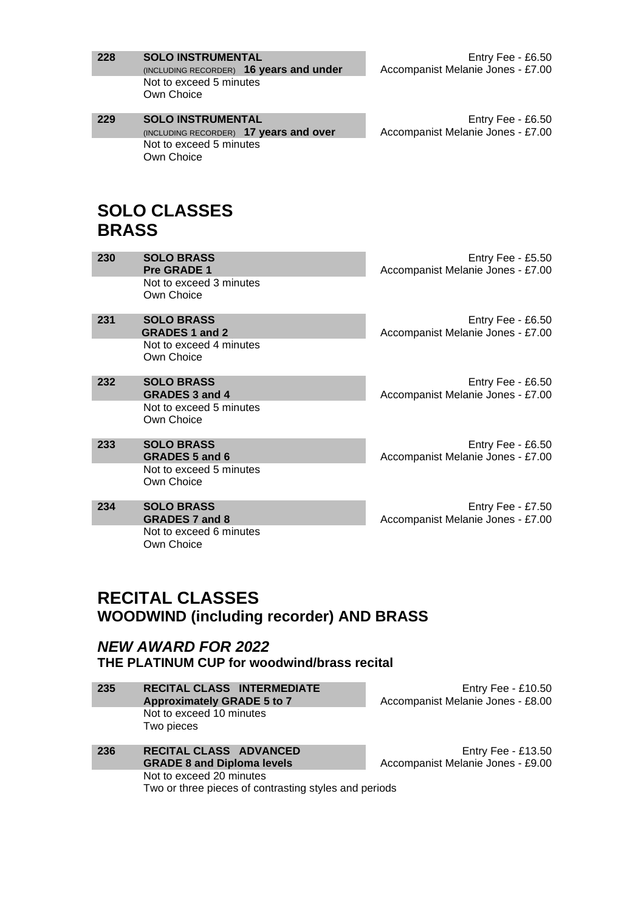**228** **SOLO INSTRUMENTAL**
(INCLUDING RECORDER) **16 years and under**
Not to exceed 5 minutes
Own Choice

Entry Fee - £6.50
Accompanist Melanie Jones - £7.00

**229** **SOLO INSTRUMENTAL**
(INCLUDING RECORDER) **17 years and over**
Not to exceed 5 minutes
Own Choice

Entry Fee - £6.50
Accompanist Melanie Jones - £7.00

# SOLO CLASSES
# BRASS

**230** **SOLO BRASS**
**Pre GRADE 1**
Not to exceed 3 minutes
Own Choice

Entry Fee - £5.50
Accompanist Melanie Jones - £7.00

**231** **SOLO BRASS**
**GRADES 1 and 2**
Not to exceed 4 minutes
Own Choice

Entry Fee - £6.50
Accompanist Melanie Jones - £7.00

**232** **SOLO BRASS**
**GRADES 3 and 4**
Not to exceed 5 minutes
Own Choice

Entry Fee - £6.50
Accompanist Melanie Jones - £7.00

**233** **SOLO BRASS**
**GRADES 5 and 6**
Not to exceed 5 minutes
Own Choice

Entry Fee - £6.50
Accompanist Melanie Jones - £7.00

**234** **SOLO BRASS**
**GRADES 7 and 8**
Not to exceed 6 minutes
Own Choice

Entry Fee - £7.50
Accompanist Melanie Jones - £7.00

# RECITAL CLASSES
## WOODWIND (including recorder) AND BRASS

## *NEW AWARD FOR 2022*
### THE PLATINUM CUP for woodwind/brass recital

**235** **RECITAL CLASS INTERMEDIATE**
**Approximately GRADE 5 to 7**
Not to exceed 10 minutes
Two pieces

Entry Fee - £10.50
Accompanist Melanie Jones - £8.00

**236** **RECITAL CLASS ADVANCED**
**GRADE 8 and Diploma levels**
Not to exceed 20 minutes
Two or three pieces of contrasting styles and periods

Entry Fee - £13.50
Accompanist Melanie Jones - £9.00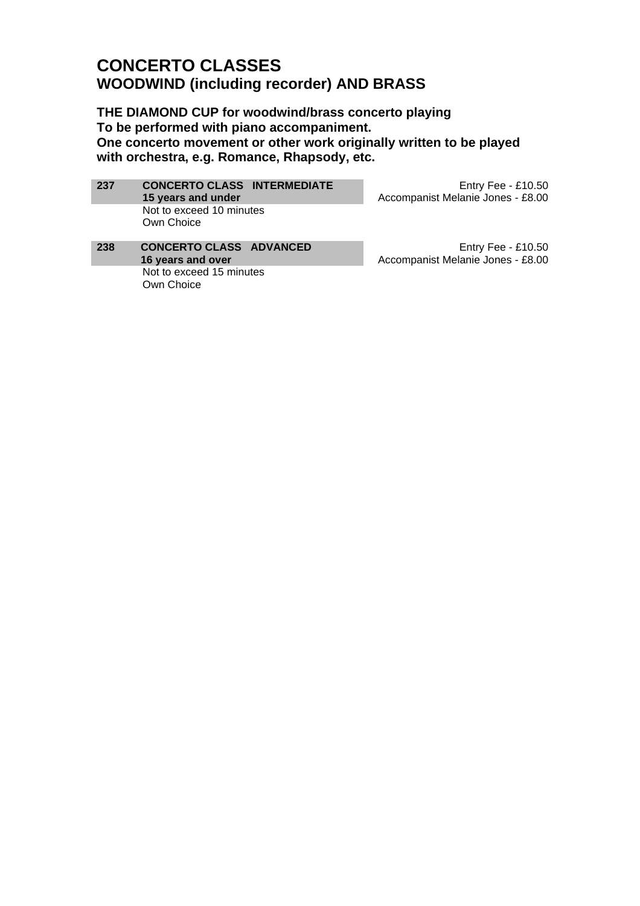# CONCERTO CLASSES
## WOODWIND (including recorder) AND BRASS

**THE DIAMOND CUP for woodwind/brass concerto playing**
**To be performed with piano accompaniment.**
**One concerto movement or other work originally written to be played with orchestra, e.g. Romance, Rhapsody, etc.**

**237 CONCERTO CLASS INTERMEDIATE**
**15 years and under**
Not to exceed 10 minutes
Own Choice

Entry Fee - £10.50
Accompanist Melanie Jones - £8.00

**238 CONCERTO CLASS ADVANCED**
**16 years and over**
Not to exceed 15 minutes
Own Choice

Entry Fee - £10.50
Accompanist Melanie Jones - £8.00